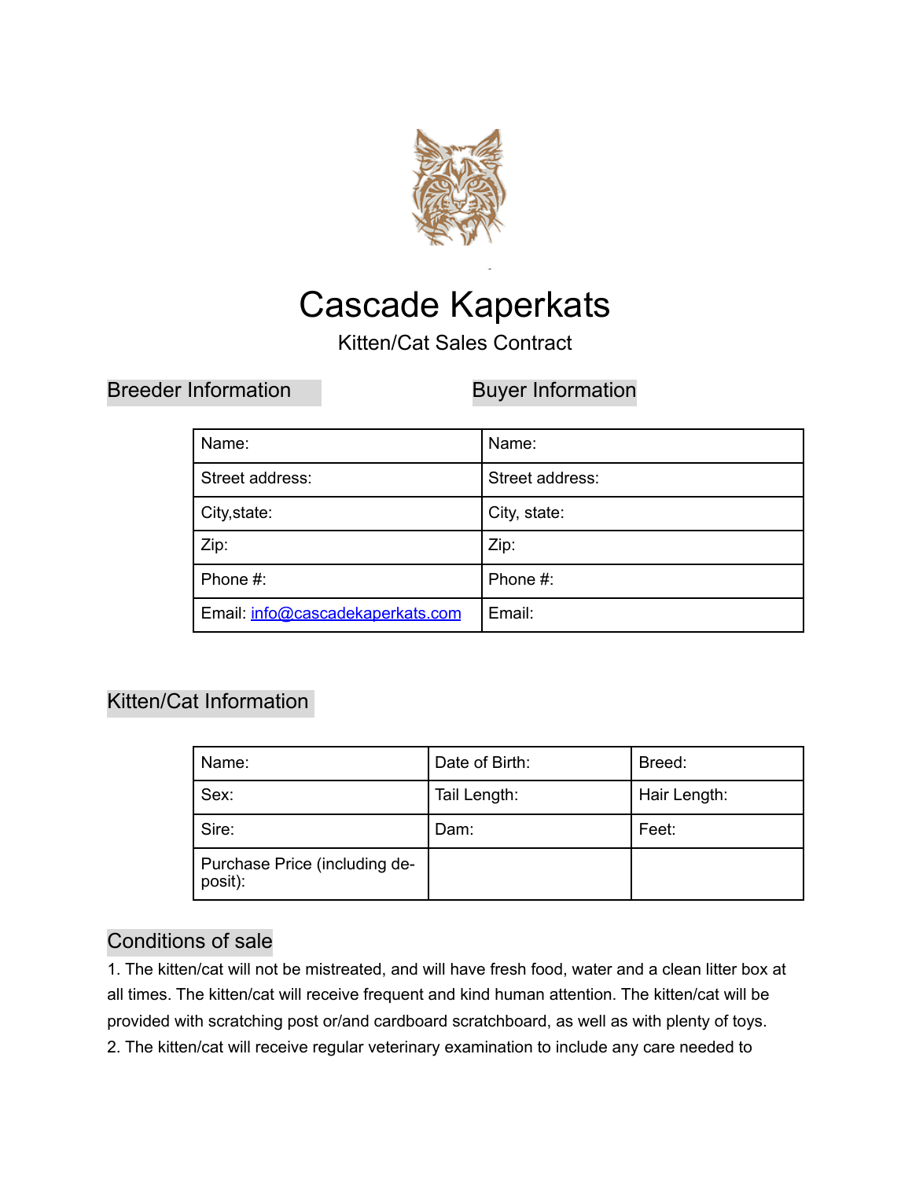# Cascade Kaperkats

Kitten/Cat Sales Contract

## Breeder Information / Buyer Information

| Breeder Information | Buyer Information |
|---|---|
| Name: | Name: |
| Street address: | Street address: |
| City,state: | City, state: |
| Zip: | Zip: |
| Phone #: | Phone #: |
| Email: info@cascadekaperkats.com | Email: |

## Kitten/Cat Information

| Name: | Date of Birth: | Breed: |
|---|---|---|
| Sex: | Tail Length: | Hair Length: |
| Sire: | Dam: | Feet: |
| Purchase Price (including deposit): | | |

## Conditions of sale

1. The kitten/cat will not be mistreated, and will have fresh food, water and a clean litter box at all times. The kitten/cat will receive frequent and kind human attention. The kitten/cat will be provided with scratching post or/and cardboard scratchboard, as well as with plenty of toys.
2. The kitten/cat will receive regular veterinary examination to include any care needed to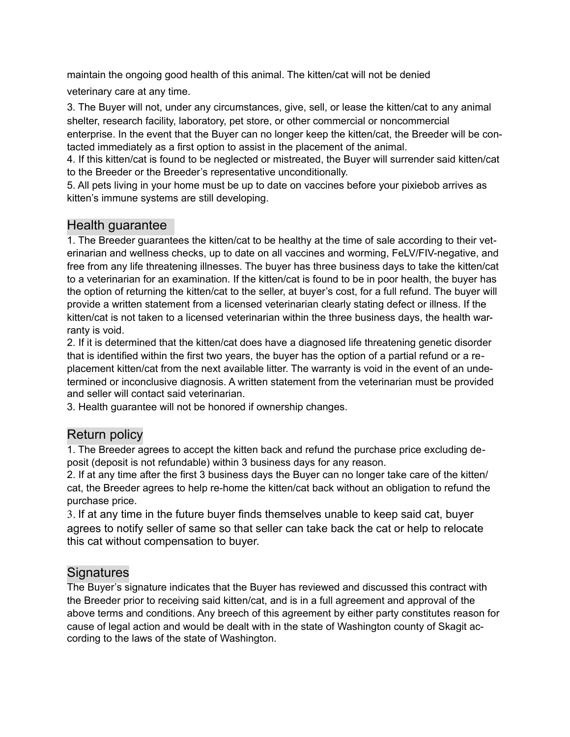maintain the ongoing good health of this animal. The kitten/cat will not be denied veterinary care at any time.

3. The Buyer will not, under any circumstances, give, sell, or lease the kitten/cat to any animal shelter, research facility, laboratory, pet store, or other commercial or noncommercial enterprise. In the event that the Buyer can no longer keep the kitten/cat, the Breeder will be contacted immediately as a first option to assist in the placement of the animal.
4. If this kitten/cat is found to be neglected or mistreated, the Buyer will surrender said kitten/cat to the Breeder or the Breeder's representative unconditionally.
5. All pets living in your home must be up to date on vaccines before your pixiebob arrives as kitten's immune systems are still developing.

## Health guarantee

1. The Breeder guarantees the kitten/cat to be healthy at the time of sale according to their veterinarian and wellness checks, up to date on all vaccines and worming, FeLV/FIV-negative, and free from any life threatening illnesses. The buyer has three business days to take the kitten/cat to a veterinarian for an examination. If the kitten/cat is found to be in poor health, the buyer has the option of returning the kitten/cat to the seller, at buyer's cost, for a full refund. The buyer will provide a written statement from a licensed veterinarian clearly stating defect or illness. If the kitten/cat is not taken to a licensed veterinarian within the three business days, the health warranty is void.
2. If it is determined that the kitten/cat does have a diagnosed life threatening genetic disorder that is identified within the first two years, the buyer has the option of a partial refund or a replacement kitten/cat from the next available litter. The warranty is void in the event of an undetermined or inconclusive diagnosis. A written statement from the veterinarian must be provided and seller will contact said veterinarian.
3. Health guarantee will not be honored if ownership changes.

## Return policy

1. The Breeder agrees to accept the kitten back and refund the purchase price excluding deposit (deposit is not refundable) within 3 business days for any reason.
2. If at any time after the first 3 business days the Buyer can no longer take care of the kitten/cat, the Breeder agrees to help re-home the kitten/cat back without an obligation to refund the purchase price.
3. If at any time in the future buyer finds themselves unable to keep said cat, buyer agrees to notify seller of same so that seller can take back the cat or help to relocate this cat without compensation to buyer.

## Signatures

The Buyer's signature indicates that the Buyer has reviewed and discussed this contract with the Breeder prior to receiving said kitten/cat, and is in a full agreement and approval of the above terms and conditions. Any breech of this agreement by either party constitutes reason for cause of legal action and would be dealt with in the state of Washington county of Skagit according to the laws of the state of Washington.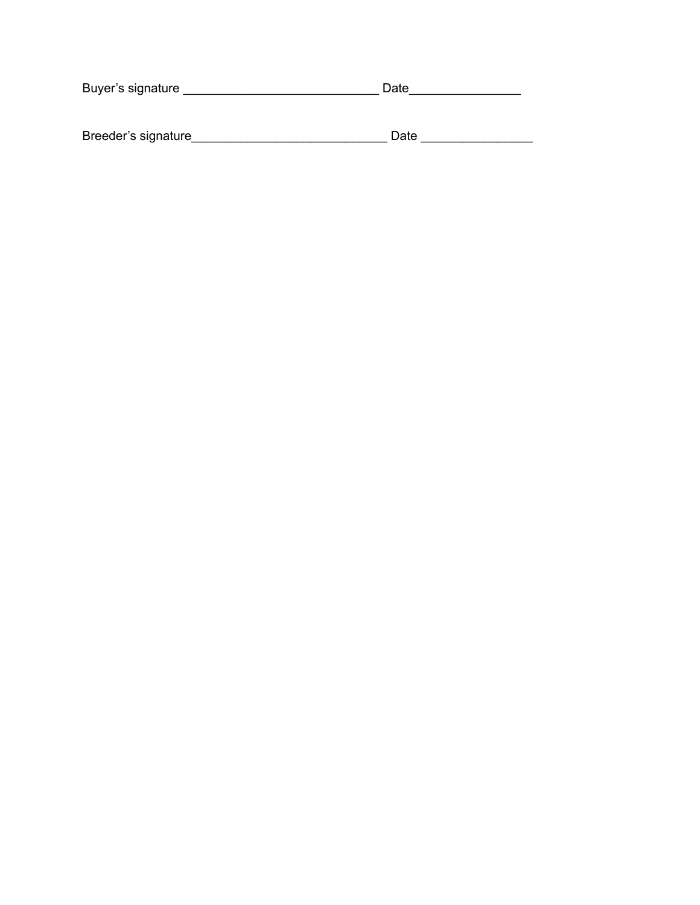Buyer’s signature ____________________________ Date________________

Breeder’s signature____________________________ Date ________________